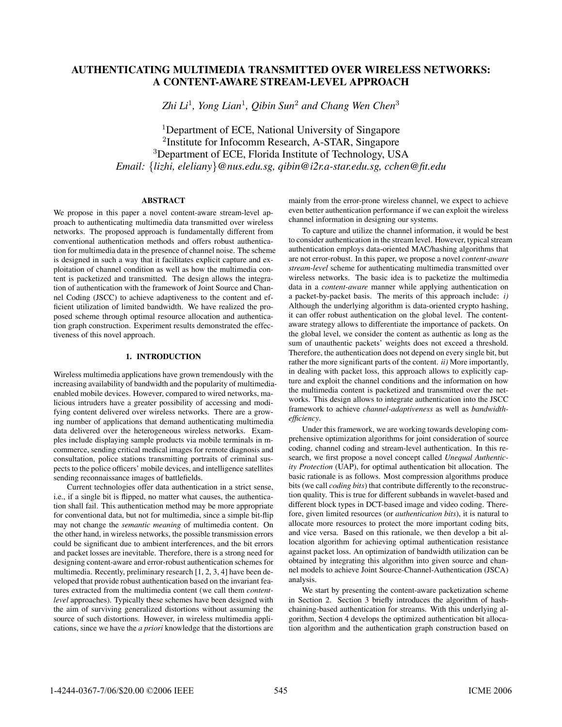# AUTHENTICATING MULTIMEDIA TRANSMITTED OVER WIRELESS NETWORKS: A CONTENT-AWARE STREAM-LEVEL APPROACH

*Zhi Li*[1]*, Yong Lian*[1]*, Qibin Sun*[2] *and Chang Wen Chen*[3]

[1]Department of ECE, National University of Singapore
[2]Institute for Infocomm Research, A-STAR, Singapore
[3]Department of ECE, Florida Institute of Technology, USA
*Email: {lizhi, eleliany}@nus.edu.sg, qibin@i2r.a-star.edu.sg, cchen@fit.edu*

## ABSTRACT

We propose in this paper a novel content-aware stream-level approach to authenticating multimedia data transmitted over wireless networks. The proposed approach is fundamentally different from conventional authentication methods and offers robust authentication for multimedia data in the presence of channel noise. The scheme is designed in such a way that it facilitates explicit capture and exploitation of channel condition as well as how the multimedia content is packetized and transmitted. The design allows the integration of authentication with the framework of Joint Source and Channel Coding (JSCC) to achieve adaptiveness to the content and efficient utilization of limited bandwidth. We have realized the proposed scheme through optimal resource allocation and authentication graph construction. Experiment results demonstrated the effectiveness of this novel approach.

## 1. INTRODUCTION

Wireless multimedia applications have grown tremendously with the increasing availability of bandwidth and the popularity of multimedia-enabled mobile devices. However, compared to wired networks, malicious intruders have a greater possibility of accessing and modifying content delivered over wireless networks. There are a growing number of applications that demand authenticating multimedia data delivered over the heterogeneous wireless networks. Examples include displaying sample products via mobile terminals in m-commerce, sending critical medical images for remote diagnosis and consultation, police stations transmitting portraits of criminal suspects to the police officers' mobile devices, and intelligence satellites sending reconnaissance images of battlefields.

Current technologies offer data authentication in a strict sense, i.e., if a single bit is flipped, no matter what causes, the authentication shall fail. This authentication method may be more appropriate for conventional data, but not for multimedia, since a simple bit-flip may not change the *semantic meaning* of multimedia content. On the other hand, in wireless networks, the possible transmission errors could be significant due to ambient interferences, and the bit errors and packet losses are inevitable. Therefore, there is a strong need for designing content-aware and error-robust authentication schemes for multimedia. Recently, preliminary research [1, 2, 3, 4] have been developed that provide robust authentication based on the invariant features extracted from the multimedia content (we call them *content-level* approaches). Typically these schemes have been designed with the aim of surviving generalized distortions without assuming the source of such distortions. However, in wireless multimedia applications, since we have the *a priori* knowledge that the distortions are mainly from the error-prone wireless channel, we expect to achieve even better authentication performance if we can exploit the wireless channel information in designing our systems.

To capture and utilize the channel information, it would be best to consider authentication in the stream level. However, typical stream authentication employs data-oriented MAC/hashing algorithms that are not error-robust. In this paper, we propose a novel *content-aware stream-level* scheme for authenticating multimedia transmitted over wireless networks. The basic idea is to packetize the multimedia data in a *content-aware* manner while applying authentication on a packet-by-packet basis. The merits of this approach include: *i)* Although the underlying algorithm is data-oriented crypto hashing, it can offer robust authentication on the global level. The content-aware strategy allows to differentiate the importance of packets. On the global level, we consider the content as authentic as long as the sum of unauthentic packets' weights does not exceed a threshold. Therefore, the authentication does not depend on every single bit, but rather the more significant parts of the content. *ii)* More importantly, in dealing with packet loss, this approach allows to explicitly capture and exploit the channel conditions and the information on how the multimedia content is packetized and transmitted over the networks. This design allows to integrate authentication into the JSCC framework to achieve *channel-adaptiveness* as well as *bandwidth-efficiency*.

Under this framework, we are working towards developing comprehensive optimization algorithms for joint consideration of source coding, channel coding and stream-level authentication. In this research, we first propose a novel concept called *Unequal Authenticity Protection* (UAP), for optimal authentication bit allocation. The basic rationale is as follows. Most compression algorithms produce bits (we call *coding bits*) that contribute differently to the reconstruction quality. This is true for different subbands in wavelet-based and different block types in DCT-based image and video coding. Therefore, given limited resources (or *authentication bits*), it is natural to allocate more resources to protect the more important coding bits, and vice versa. Based on this rationale, we then develop a bit allocation algorithm for achieving optimal authentication resistance against packet loss. An optimization of bandwidth utilization can be obtained by integrating this algorithm into given source and channel models to achieve Joint Source-Channel-Authentication (JSCA) analysis.

We start by presenting the content-aware packetization scheme in Section 2. Section 3 briefly introduces the algorithm of hash-chaining-based authentication for streams. With this underlying algorithm, Section 4 develops the optimized authentication bit allocation algorithm and the authentication graph construction based on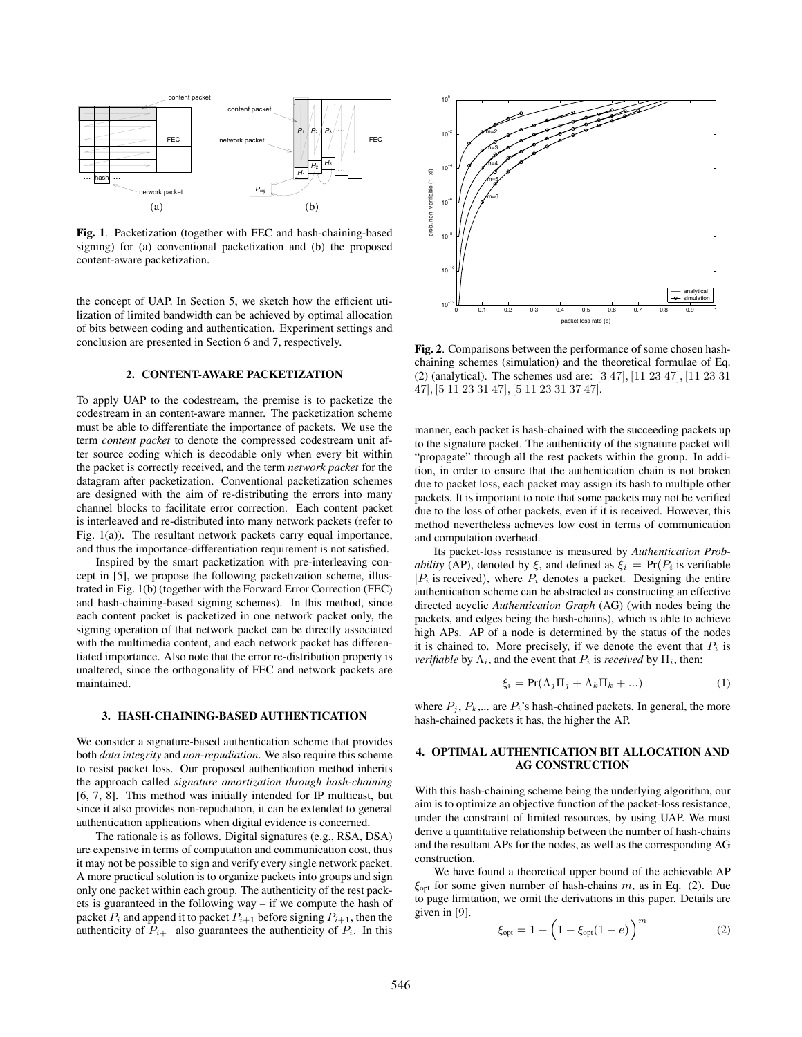content packet

FEC

... hash ...

network packet

(a)

content packet

network packet

$P_1$ $P_2$ $P_3$ ...

FEC

$H_1$ $H_2$ $H_3$ ...

$P_{sig}$

(b)

**Fig. 1**. Packetization (together with FEC and hash-chaining-based signing) for (a) conventional packetization and (b) the proposed content-aware packetization.

the concept of UAP. In Section 5, we sketch how the efficient utilization of limited bandwidth can be achieved by optimal allocation of bits between coding and authentication. Experiment settings and conclusion are presented in Section 6 and 7, respectively.

## 2. CONTENT-AWARE PACKETIZATION

To apply UAP to the codestream, the premise is to packetize the codestream in an content-aware manner. The packetization scheme must be able to differentiate the importance of packets. We use the term *content packet* to denote the compressed codestream unit after source coding which is decodable only when every bit within the packet is correctly received, and the term *network packet* for the datagram after packetization. Conventional packetization schemes are designed with the aim of re-distributing the errors into many channel blocks to facilitate error correction. Each content packet is interleaved and re-distributed into many network packets (refer to Fig. 1(a)). The resultant network packets carry equal importance, and thus the importance-differentiation requirement is not satisfied.

Inspired by the smart packetization with pre-interleaving concept in [5], we propose the following packetization scheme, illustrated in Fig. 1(b) (together with the Forward Error Correction (FEC) and hash-chaining-based signing schemes). In this method, since each content packet is packetized in one network packet only, the signing operation of that network packet can be directly associated with the multimedia content, and each network packet has differentiated importance. Also note that the error re-distribution property is unaltered, since the orthogonality of FEC and network packets are maintained.

## 3. HASH-CHAINING-BASED AUTHENTICATION

We consider a signature-based authentication scheme that provides both *data integrity* and *non-repudiation*. We also require this scheme to resist packet loss. Our proposed authentication method inherits the approach called *signature amortization through hash-chaining* [6, 7, 8]. This method was initially intended for IP multicast, but since it also provides non-repudiation, it can be extended to general authentication applications when digital evidence is concerned.

The rationale is as follows. Digital signatures (e.g., RSA, DSA) are expensive in terms of computation and communication cost, thus it may not be possible to sign and verify every single network packet. A more practical solution is to organize packets into groups and sign only one packet within each group. The authenticity of the rest packets is guaranteed in the following way – if we compute the hash of packet $P_i$ and append it to packet $P_{i+1}$ before signing $P_{i+1}$, then the authenticity of $P_{i+1}$ also guarantees the authenticity of $P_i$. In this manner, each packet is hash-chained with the succeeding packets up to the signature packet. The authenticity of the signature packet will "propagate" through all the rest packets within the group. In addition, in order to ensure that the authentication chain is not broken due to packet loss, each packet may assign its hash to multiple other packets. It is important to note that some packets may not be verified due to the loss of other packets, even if it is received. However, this method nevertheless achieves low cost in terms of communication and computation overhead.

$10^0$ $10^{-2}$ $10^{-4}$ $10^{-6}$ $10^{-8}$ $10^{-10}$ $10^{-12}$

prob. non-verifiable (1−xi)

m=2 m=3 m=4 m=5 m=6

analytical
simulation

0 0.1 0.2 0.3 0.4 0.5 0.6 0.7 0.8 0.9 1

packet loss rate (e)

**Fig. 2**. Comparisons between the performance of some chosen hash-chaining schemes (simulation) and the theoretical formulae of Eq. (2) (analytical). The schemes usd are: [3 47], [11 23 47], [11 23 31 47], [5 11 23 31 47], [5 11 23 31 37 47].

Its packet-loss resistance is measured by *Authentication Probability* (AP), denoted by $\xi$, and defined as $\xi_i = \Pr(P_i \text{ is verifiable } | P_i \text{ is received})$, where $P_i$ denotes a packet. Designing the entire authentication scheme can be abstracted as constructing an effective directed acyclic *Authentication Graph* (AG) (with nodes being the packets, and edges being the hash-chains), which is able to achieve high APs. AP of a node is determined by the status of the nodes it is chained to. More precisely, if we denote the event that $P_i$ is *verifiable* by $\Lambda_i$, and the event that $P_i$ is *received* by $\Pi_i$, then:

$$\xi_i = \Pr(\Lambda_j \Pi_j + \Lambda_k \Pi_k + ...) \tag{1}$$

where $P_j$, $P_k$,... are $P_i$'s hash-chained packets. In general, the more hash-chained packets it has, the higher the AP.

## 4. OPTIMAL AUTHENTICATION BIT ALLOCATION AND AG CONSTRUCTION

With this hash-chaining scheme being the underlying algorithm, our aim is to optimize an objective function of the packet-loss resistance, under the constraint of limited resources, by using UAP. We must derive a quantitative relationship between the number of hash-chains and the resultant APs for the nodes, as well as the corresponding AG construction.

We have found a theoretical upper bound of the achievable AP $\xi_{\text{opt}}$ for some given number of hash-chains $m$, as in Eq. (2). Due to page limitation, we omit the derivations in this paper. Details are given in [9].

$$\xi_{\text{opt}} = 1 - \Big(1 - \xi_{\text{opt}}(1-e)\Big)^m \tag{2}$$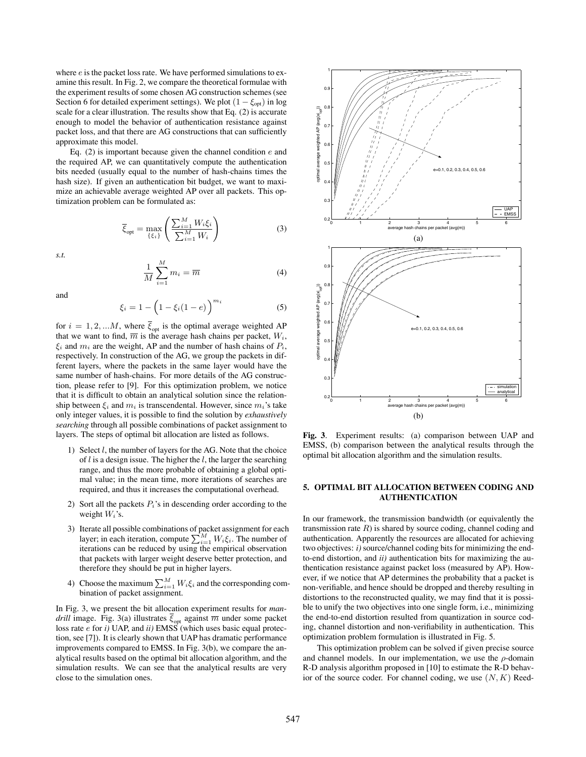where $e$ is the packet loss rate. We have performed simulations to examine this result. In Fig. 2, we compare the theoretical formulae with the experiment results of some chosen AG construction schemes (see Section 6 for detailed experiment settings). We plot $(1 - \xi_{\text{opt}})$ in log scale for a clear illustration. The results show that Eq. (2) is accurate enough to model the behavior of authentication resistance against packet loss, and that there are AG constructions that can sufficiently approximate this model.

Eq. (2) is important because given the channel condition $e$ and the required AP, we can quantitatively compute the authentication bits needed (usually equal to the number of hash-chains times the hash size). If given an authentication bit budget, we want to maximize an achievable average weighted AP over all packets. This optimization problem can be formulated as:

$$\overline{\xi}_{\text{opt}} = \max_{\{\xi_i\}} \left( \frac{\sum_{i=1}^{M} W_i \xi_i}{\sum_{i=1}^{M} W_i} \right) \tag{3}$$

*s.t.*

$$\frac{1}{M} \sum_{i=1}^{M} m_i = \overline{m} \tag{4}$$

and

$$\xi_i = 1 - \Big(1 - \xi_i(1-e)\Big)^{m_i} \tag{5}$$

for $i = 1, 2, ...M$, where $\overline{\xi}_{\text{opt}}$ is the optimal average weighted AP that we want to find, $\overline{m}$ is the average hash chains per packet, $W_i$, $\xi_i$ and $m_i$ are the weight, AP and the number of hash chains of $P_i$, respectively. In construction of the AG, we group the packets in different layers, where the packets in the same layer would have the same number of hash-chains. For more details of the AG construction, please refer to [9]. For this optimization problem, we notice that it is difficult to obtain an analytical solution since the relationship between $\xi_i$ and $m_i$ is transcendental. However, since $m_i$'s take only integer values, it is possible to find the solution by *exhaustively searching* through all possible combinations of packet assignment to layers. The steps of optimal bit allocation are listed as follows.

1) Select $l$, the number of layers for the AG. Note that the choice of $l$ is a design issue. The higher the $l$, the larger the searching range, and thus the more probable of obtaining a global optimal value; in the mean time, more iterations of searches are required, and thus it increases the computational overhead.
2) Sort all the packets $P_i$'s in descending order according to the weight $W_i$'s.
3) Iterate all possible combinations of packet assignment for each layer; in each iteration, compute $\sum_{i=1}^{M} W_i \xi_i$. The number of iterations can be reduced by using the empirical observation that packets with larger weight deserve better protection, and therefore they should be put in higher layers.
4) Choose the maximum $\sum_{i=1}^{M} W_i \xi_i$ and the corresponding combination of packet assignment.

In Fig. 3, we present the bit allocation experiment results for *mandrill* image. Fig. 3(a) illustrates $\overline{\xi}_{\text{opt}}$ against $\overline{m}$ under some packet loss rate $e$ for *i)* UAP, and *ii)* EMSS (which uses basic equal protection, see [7]). It is clearly shown that UAP has dramatic performance improvements compared to EMSS. In Fig. 3(b), we compare the analytical results based on the optimal bit allocation algorithm, and the simulation results. We can see that the analytical results are very close to the simulation ones.

**Fig. 3**. Experiment results: (a) comparison between UAP and EMSS, (b) comparison between the analytical results through the optimal bit allocation algorithm and the simulation results.

## 5. OPTIMAL BIT ALLOCATION BETWEEN CODING AND AUTHENTICATION

In our framework, the transmission bandwidth (or equivalently the transmission rate $R$) is shared by source coding, channel coding and authentication. Apparently the resources are allocated for achieving two objectives: *i)* source/channel coding bits for minimizing the end-to-end distortion, and *ii)* authentication bits for maximizing the authentication resistance against packet loss (measured by AP). However, if we notice that AP determines the probability that a packet is non-verifiable, and hence should be dropped and thereby resulting in distortions to the reconstructed quality, we may find that it is possible to unify the two objectives into one single form, i.e., minimizing the end-to-end distortion resulted from quantization in source coding, channel distortion and non-verifiability in authentication. This optimization problem formulation is illustrated in Fig. 5.

This optimization problem can be solved if given precise source and channel models. In our implementation, we use the $\rho$-domain R-D analysis algorithm proposed in [10] to estimate the R-D behavior of the source coder. For channel coding, we use $(N, K)$ Reed-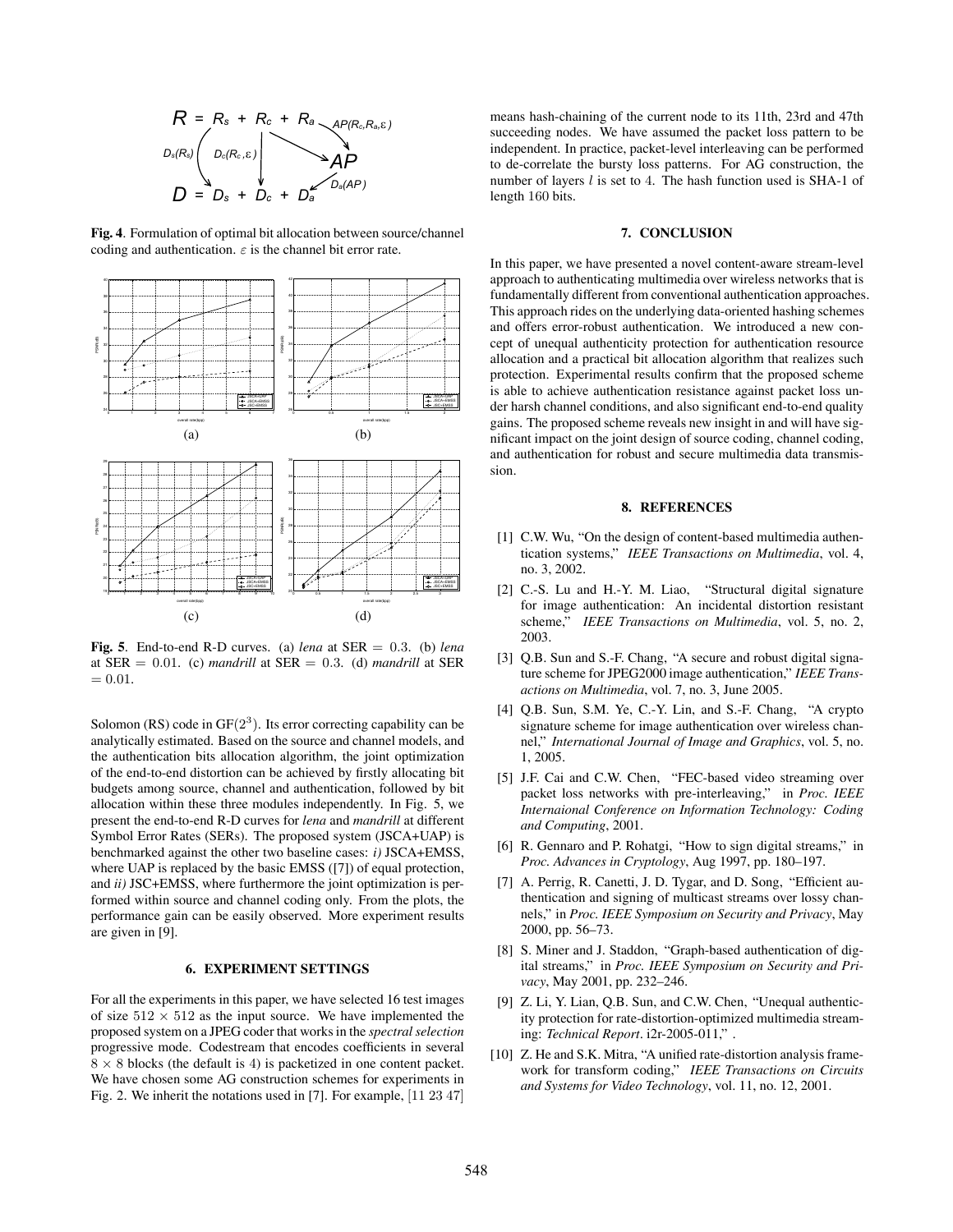$$R = R_s + R_c + R_a \quad AP(R_c, R_a, \varepsilon)$$

$D_s(R_s)$ $D_c(R_c, \varepsilon)$ $AP$ $D_a(AP)$

$$D = D_s + D_c + D_a$$

**Fig. 4**. Formulation of optimal bit allocation between source/channel coding and authentication. $\varepsilon$ is the channel bit error rate.

(a)

(b)

(c)

(d)

JSCA+UAP
JSCA+EMSS
JSC+EMSS

overall rate(bpp)

PSNR(dB)

**Fig. 5**. End-to-end R-D curves. (a) *lena* at SER $= 0.3$. (b) *lena* at SER $= 0.01$. (c) *mandrill* at SER $= 0.3$. (d) *mandrill* at SER $= 0.01$.

Solomon (RS) code in GF($2^3$). Its error correcting capability can be analytically estimated. Based on the source and channel models, and the authentication bits allocation algorithm, the joint optimization of the end-to-end distortion can be achieved by firstly allocating bit budgets among source, channel and authentication, followed by bit allocation within these three modules independently. In Fig. 5, we present the end-to-end R-D curves for *lena* and *mandrill* at different Symbol Error Rates (SERs). The proposed system (JSCA+UAP) is benchmarked against the other two baseline cases: *i)* JSCA+EMSS, where UAP is replaced by the basic EMSS ([7]) of equal protection, and *ii)* JSC+EMSS, where furthermore the joint optimization is performed within source and channel coding only. From the plots, the performance gain can be easily observed. More experiment results are given in [9].

## 6. EXPERIMENT SETTINGS

For all the experiments in this paper, we have selected 16 test images of size $512 \times 512$ as the input source. We have implemented the proposed system on a JPEG coder that works in the *spectral selection* progressive mode. Codestream that encodes coefficients in several $8 \times 8$ blocks (the default is 4) is packetized in one content packet. We have chosen some AG construction schemes for experiments in Fig. 2. We inherit the notations used in [7]. For example, $[11\ 23\ 47]$ means hash-chaining of the current node to its 11th, 23rd and 47th succeeding nodes. We have assumed the packet loss pattern to be independent. In practice, packet-level interleaving can be performed to de-correlate the bursty loss patterns. For AG construction, the number of layers $l$ is set to 4. The hash function used is SHA-1 of length 160 bits.

## 7. CONCLUSION

In this paper, we have presented a novel content-aware stream-level approach to authenticating multimedia over wireless networks that is fundamentally different from conventional authentication approaches. This approach rides on the underlying data-oriented hashing schemes and offers error-robust authentication. We introduced a new concept of unequal authenticity protection for authentication resource allocation and a practical bit allocation algorithm that realizes such protection. Experimental results confirm that the proposed scheme is able to achieve authentication resistance against packet loss under harsh channel conditions, and also significant end-to-end quality gains. The proposed scheme reveals new insight in and will have significant impact on the joint design of source coding, channel coding, and authentication for robust and secure multimedia data transmission.

## 8. REFERENCES

[1] C.W. Wu, "On the design of content-based multimedia authentication systems," *IEEE Transactions on Multimedia*, vol. 4, no. 3, 2002.

[2] C.-S. Lu and H.-Y. M. Liao, "Structural digital signature for image authentication: An incidental distortion resistant scheme," *IEEE Transactions on Multimedia*, vol. 5, no. 2, 2003.

[3] Q.B. Sun and S.-F. Chang, "A secure and robust digital signature scheme for JPEG2000 image authentication," *IEEE Transactions on Multimedia*, vol. 7, no. 3, June 2005.

[4] Q.B. Sun, S.M. Ye, C.-Y. Lin, and S.-F. Chang, "A crypto signature scheme for image authentication over wireless channel," *International Journal of Image and Graphics*, vol. 5, no. 1, 2005.

[5] J.F. Cai and C.W. Chen, "FEC-based video streaming over packet loss networks with pre-interleaving," in *Proc. IEEE Internaional Conference on Information Technology: Coding and Computing*, 2001.

[6] R. Gennaro and P. Rohatgi, "How to sign digital streams," in *Proc. Advances in Cryptology*, Aug 1997, pp. 180–197.

[7] A. Perrig, R. Canetti, J. D. Tygar, and D. Song, "Efficient authentication and signing of multicast streams over lossy channels," in *Proc. IEEE Symposium on Security and Privacy*, May 2000, pp. 56–73.

[8] S. Miner and J. Staddon, "Graph-based authentication of digital streams," in *Proc. IEEE Symposium on Security and Privacy*, May 2001, pp. 232–246.

[9] Z. Li, Y. Lian, Q.B. Sun, and C.W. Chen, "Unequal authenticity protection for rate-distortion-optimized multimedia streaming: *Technical Report*. i2r-2005-011," .

[10] Z. He and S.K. Mitra, "A unified rate-distortion analysis framework for transform coding," *IEEE Transactions on Circuits and Systems for Video Technology*, vol. 11, no. 12, 2001.